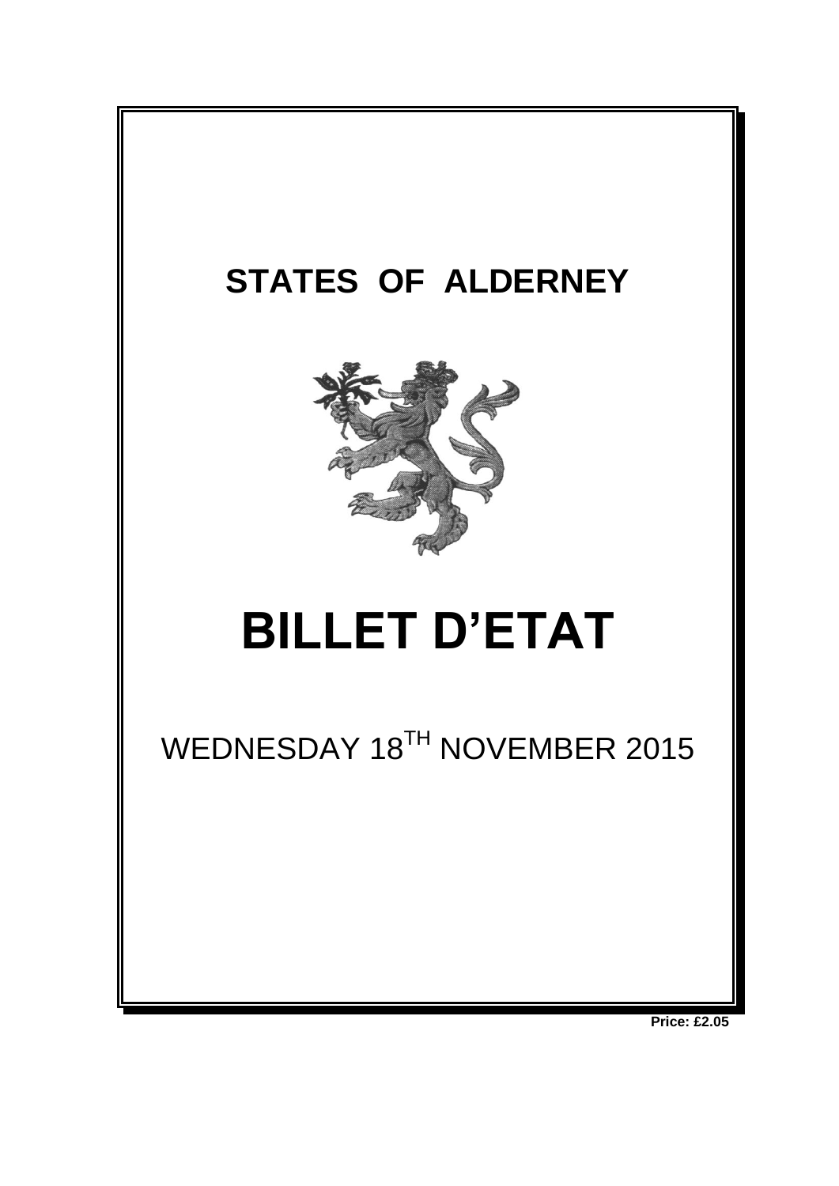# STATES OF ALDERNEY

# BILLET D'ETAT

WEDNESDAY 18TH NOVEMBER 2015

**Price: £2.05**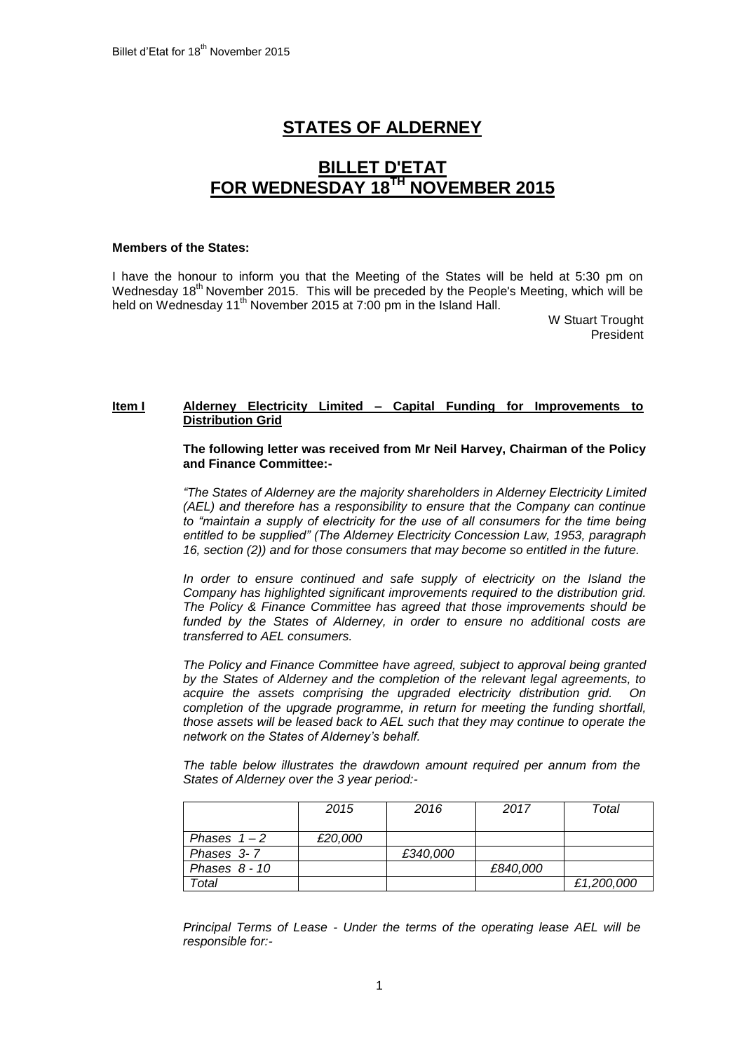# STATES OF ALDERNEY

## BILLET D'ETAT FOR WEDNESDAY 18TH NOVEMBER 2015

**Members of the States:**

I have the honour to inform you that the Meeting of the States will be held at 5:30 pm on Wednesday 18th November 2015. This will be preceded by the People's Meeting, which will be held on Wednesday 11th November 2015 at 7:00 pm in the Island Hall.

W Stuart Trought
President

**Item I** **Alderney Electricity Limited – Capital Funding for Improvements to Distribution Grid**

**The following letter was received from Mr Neil Harvey, Chairman of the Policy and Finance Committee:-**

*"The States of Alderney are the majority shareholders in Alderney Electricity Limited (AEL) and therefore has a responsibility to ensure that the Company can continue to "maintain a supply of electricity for the use of all consumers for the time being entitled to be supplied" (The Alderney Electricity Concession Law, 1953, paragraph 16, section (2)) and for those consumers that may become so entitled in the future.*

*In order to ensure continued and safe supply of electricity on the Island the Company has highlighted significant improvements required to the distribution grid. The Policy & Finance Committee has agreed that those improvements should be funded by the States of Alderney, in order to ensure no additional costs are transferred to AEL consumers.*

*The Policy and Finance Committee have agreed, subject to approval being granted by the States of Alderney and the completion of the relevant legal agreements, to acquire the assets comprising the upgraded electricity distribution grid. On completion of the upgrade programme, in return for meeting the funding shortfall, those assets will be leased back to AEL such that they may continue to operate the network on the States of Alderney's behalf.*

*The table below illustrates the drawdown amount required per annum from the States of Alderney over the 3 year period:-*

| | *2015* | *2016* | *2017* | *Total* |
|---|---|---|---|---|
| *Phases 1 – 2* | *£20,000* | | | |
| *Phases 3- 7* | | *£340,000* | | |
| *Phases 8 - 10* | | | *£840,000* | |
| *Total* | | | | *£1,200,000* |

*Principal Terms of Lease - Under the terms of the operating lease AEL will be responsible for:-*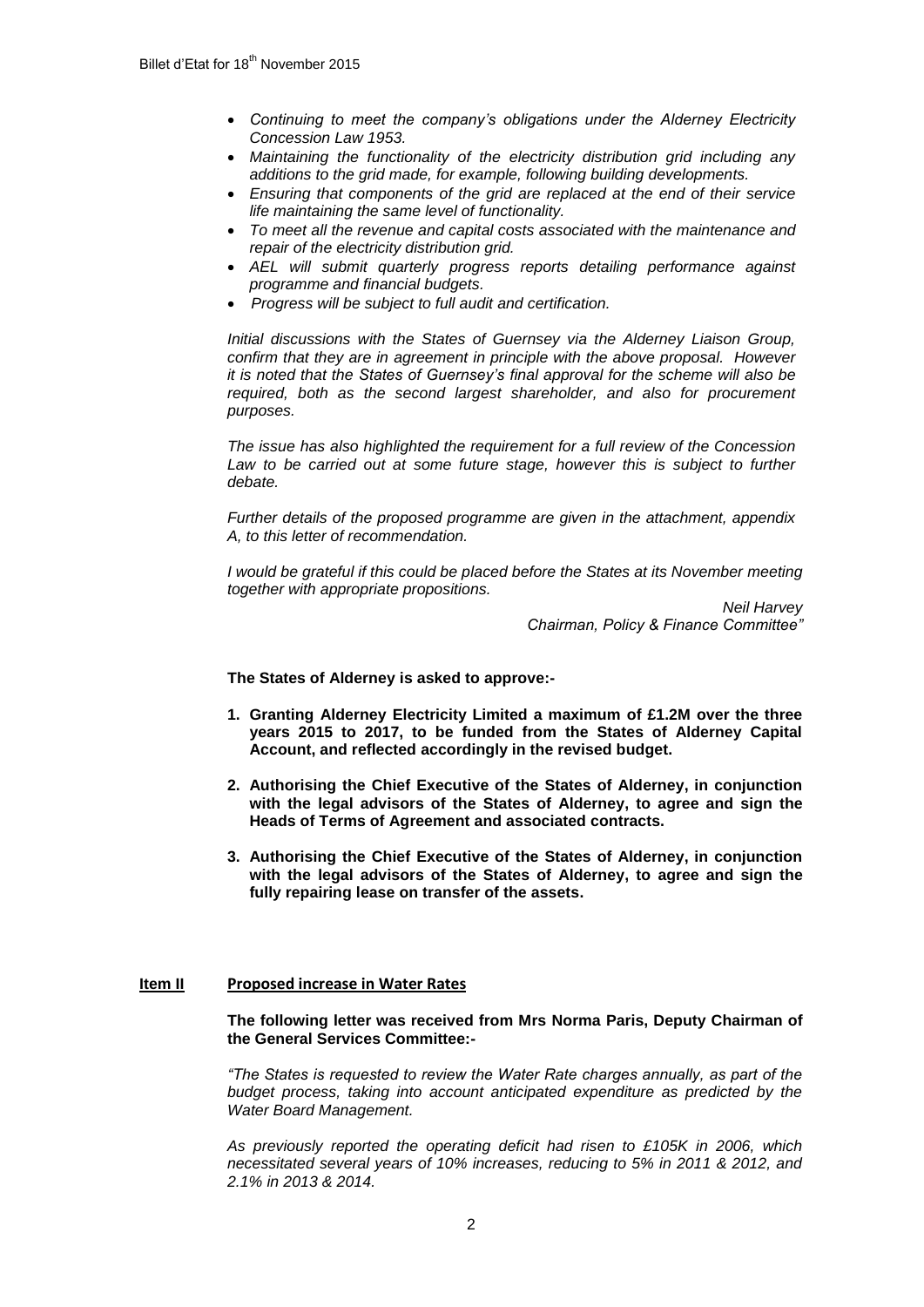- *Continuing to meet the company's obligations under the Alderney Electricity Concession Law 1953.*
- *Maintaining the functionality of the electricity distribution grid including any additions to the grid made, for example, following building developments.*
- *Ensuring that components of the grid are replaced at the end of their service life maintaining the same level of functionality.*
- *To meet all the revenue and capital costs associated with the maintenance and repair of the electricity distribution grid.*
- *AEL will submit quarterly progress reports detailing performance against programme and financial budgets.*
- *Progress will be subject to full audit and certification.*

*Initial discussions with the States of Guernsey via the Alderney Liaison Group, confirm that they are in agreement in principle with the above proposal. However it is noted that the States of Guernsey's final approval for the scheme will also be required, both as the second largest shareholder, and also for procurement purposes.*

*The issue has also highlighted the requirement for a full review of the Concession Law to be carried out at some future stage, however this is subject to further debate.*

*Further details of the proposed programme are given in the attachment, appendix A, to this letter of recommendation.*

*I would be grateful if this could be placed before the States at its November meeting together with appropriate propositions.*

*Neil Harvey*
*Chairman, Policy & Finance Committee"*

**The States of Alderney is asked to approve:-**

1. **Granting Alderney Electricity Limited a maximum of £1.2M over the three years 2015 to 2017, to be funded from the States of Alderney Capital Account, and reflected accordingly in the revised budget.**
2. **Authorising the Chief Executive of the States of Alderney, in conjunction with the legal advisors of the States of Alderney, to agree and sign the Heads of Terms of Agreement and associated contracts.**
3. **Authorising the Chief Executive of the States of Alderney, in conjunction with the legal advisors of the States of Alderney, to agree and sign the fully repairing lease on transfer of the assets.**

## Item II Proposed increase in Water Rates

**The following letter was received from Mrs Norma Paris, Deputy Chairman of the General Services Committee:-**

*"The States is requested to review the Water Rate charges annually, as part of the budget process, taking into account anticipated expenditure as predicted by the Water Board Management.*

*As previously reported the operating deficit had risen to £105K in 2006, which necessitated several years of 10% increases, reducing to 5% in 2011 & 2012, and 2.1% in 2013 & 2014.*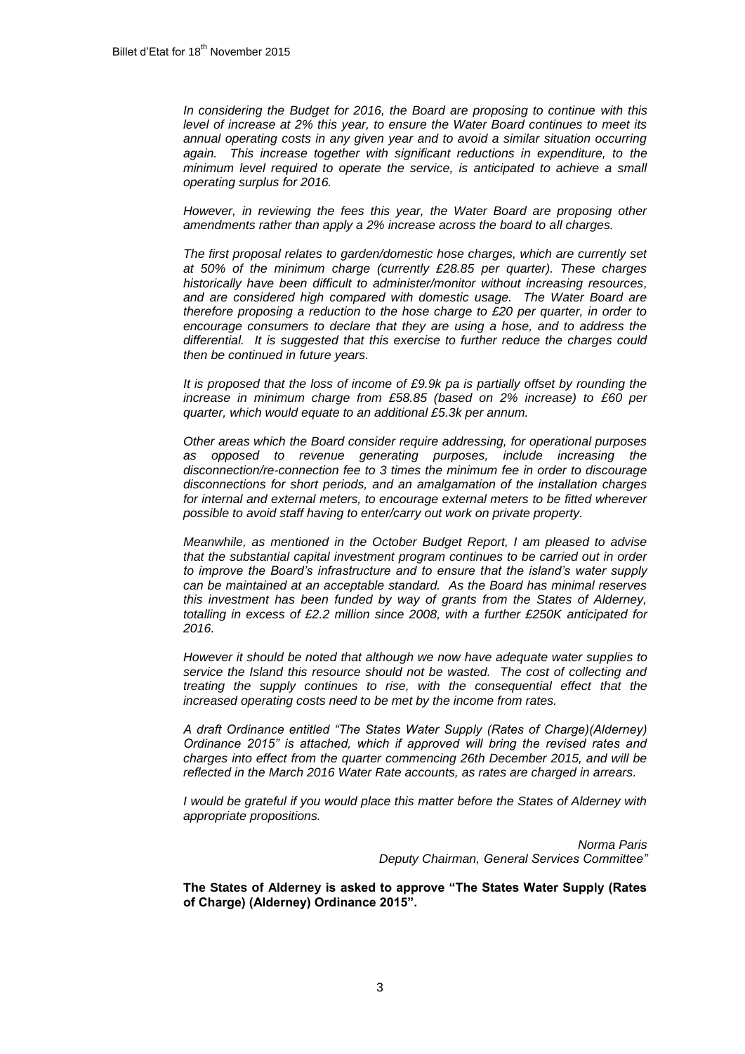*In considering the Budget for 2016, the Board are proposing to continue with this level of increase at 2% this year, to ensure the Water Board continues to meet its annual operating costs in any given year and to avoid a similar situation occurring again. This increase together with significant reductions in expenditure, to the minimum level required to operate the service, is anticipated to achieve a small operating surplus for 2016.*

*However, in reviewing the fees this year, the Water Board are proposing other amendments rather than apply a 2% increase across the board to all charges.*

*The first proposal relates to garden/domestic hose charges, which are currently set at 50% of the minimum charge (currently £28.85 per quarter). These charges historically have been difficult to administer/monitor without increasing resources, and are considered high compared with domestic usage. The Water Board are therefore proposing a reduction to the hose charge to £20 per quarter, in order to encourage consumers to declare that they are using a hose, and to address the differential. It is suggested that this exercise to further reduce the charges could then be continued in future years.*

*It is proposed that the loss of income of £9.9k pa is partially offset by rounding the increase in minimum charge from £58.85 (based on 2% increase) to £60 per quarter, which would equate to an additional £5.3k per annum.*

*Other areas which the Board consider require addressing, for operational purposes as opposed to revenue generating purposes, include increasing the disconnection/re-connection fee to 3 times the minimum fee in order to discourage disconnections for short periods, and an amalgamation of the installation charges for internal and external meters, to encourage external meters to be fitted wherever possible to avoid staff having to enter/carry out work on private property.*

*Meanwhile, as mentioned in the October Budget Report, I am pleased to advise that the substantial capital investment program continues to be carried out in order to improve the Board's infrastructure and to ensure that the island's water supply can be maintained at an acceptable standard. As the Board has minimal reserves this investment has been funded by way of grants from the States of Alderney, totalling in excess of £2.2 million since 2008, with a further £250K anticipated for 2016.*

*However it should be noted that although we now have adequate water supplies to service the Island this resource should not be wasted. The cost of collecting and treating the supply continues to rise, with the consequential effect that the increased operating costs need to be met by the income from rates.*

*A draft Ordinance entitled "The States Water Supply (Rates of Charge)(Alderney) Ordinance 2015" is attached, which if approved will bring the revised rates and charges into effect from the quarter commencing 26th December 2015, and will be reflected in the March 2016 Water Rate accounts, as rates are charged in arrears.*

*I would be grateful if you would place this matter before the States of Alderney with appropriate propositions.*

*Norma Paris*
*Deputy Chairman, General Services Committee"*

**The States of Alderney is asked to approve "The States Water Supply (Rates of Charge) (Alderney) Ordinance 2015".**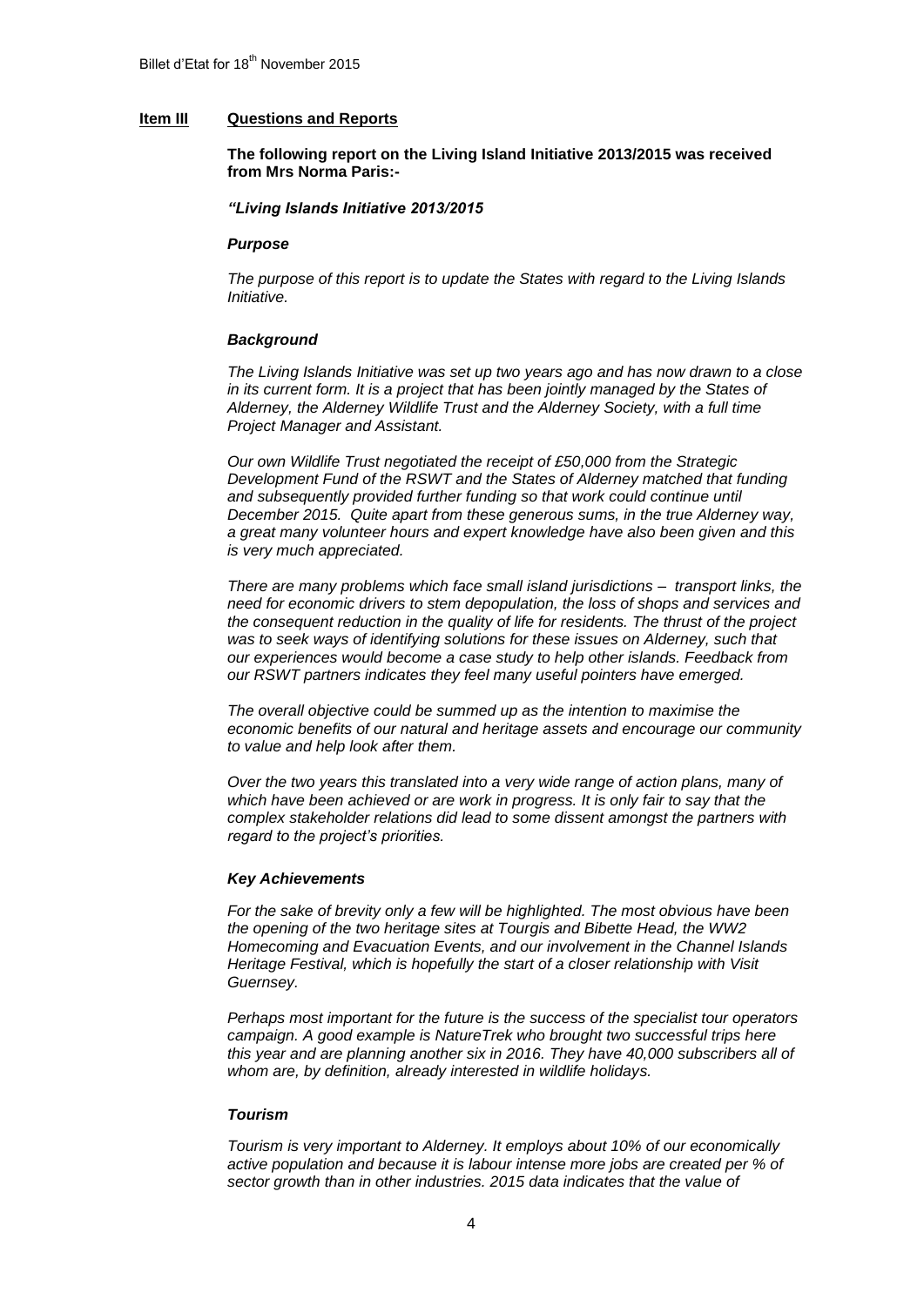## Item III Questions and Reports

**The following report on the Living Island Initiative 2013/2015 was received from Mrs Norma Paris:-**

***"Living Islands Initiative 2013/2015***

***Purpose***

*The purpose of this report is to update the States with regard to the Living Islands Initiative.*

***Background***

*The Living Islands Initiative was set up two years ago and has now drawn to a close in its current form. It is a project that has been jointly managed by the States of Alderney, the Alderney Wildlife Trust and the Alderney Society, with a full time Project Manager and Assistant.*

*Our own Wildlife Trust negotiated the receipt of £50,000 from the Strategic Development Fund of the RSWT and the States of Alderney matched that funding and subsequently provided further funding so that work could continue until December 2015. Quite apart from these generous sums, in the true Alderney way, a great many volunteer hours and expert knowledge have also been given and this is very much appreciated.*

*There are many problems which face small island jurisdictions – transport links, the need for economic drivers to stem depopulation, the loss of shops and services and the consequent reduction in the quality of life for residents. The thrust of the project was to seek ways of identifying solutions for these issues on Alderney, such that our experiences would become a case study to help other islands. Feedback from our RSWT partners indicates they feel many useful pointers have emerged.*

*The overall objective could be summed up as the intention to maximise the economic benefits of our natural and heritage assets and encourage our community to value and help look after them.*

*Over the two years this translated into a very wide range of action plans, many of which have been achieved or are work in progress. It is only fair to say that the complex stakeholder relations did lead to some dissent amongst the partners with regard to the project's priorities.*

***Key Achievements***

*For the sake of brevity only a few will be highlighted. The most obvious have been the opening of the two heritage sites at Tourgis and Bibette Head, the WW2 Homecoming and Evacuation Events, and our involvement in the Channel Islands Heritage Festival, which is hopefully the start of a closer relationship with Visit Guernsey.*

*Perhaps most important for the future is the success of the specialist tour operators campaign. A good example is NatureTrek who brought two successful trips here this year and are planning another six in 2016. They have 40,000 subscribers all of whom are, by definition, already interested in wildlife holidays.*

***Tourism***

*Tourism is very important to Alderney. It employs about 10% of our economically active population and because it is labour intense more jobs are created per % of sector growth than in other industries. 2015 data indicates that the value of*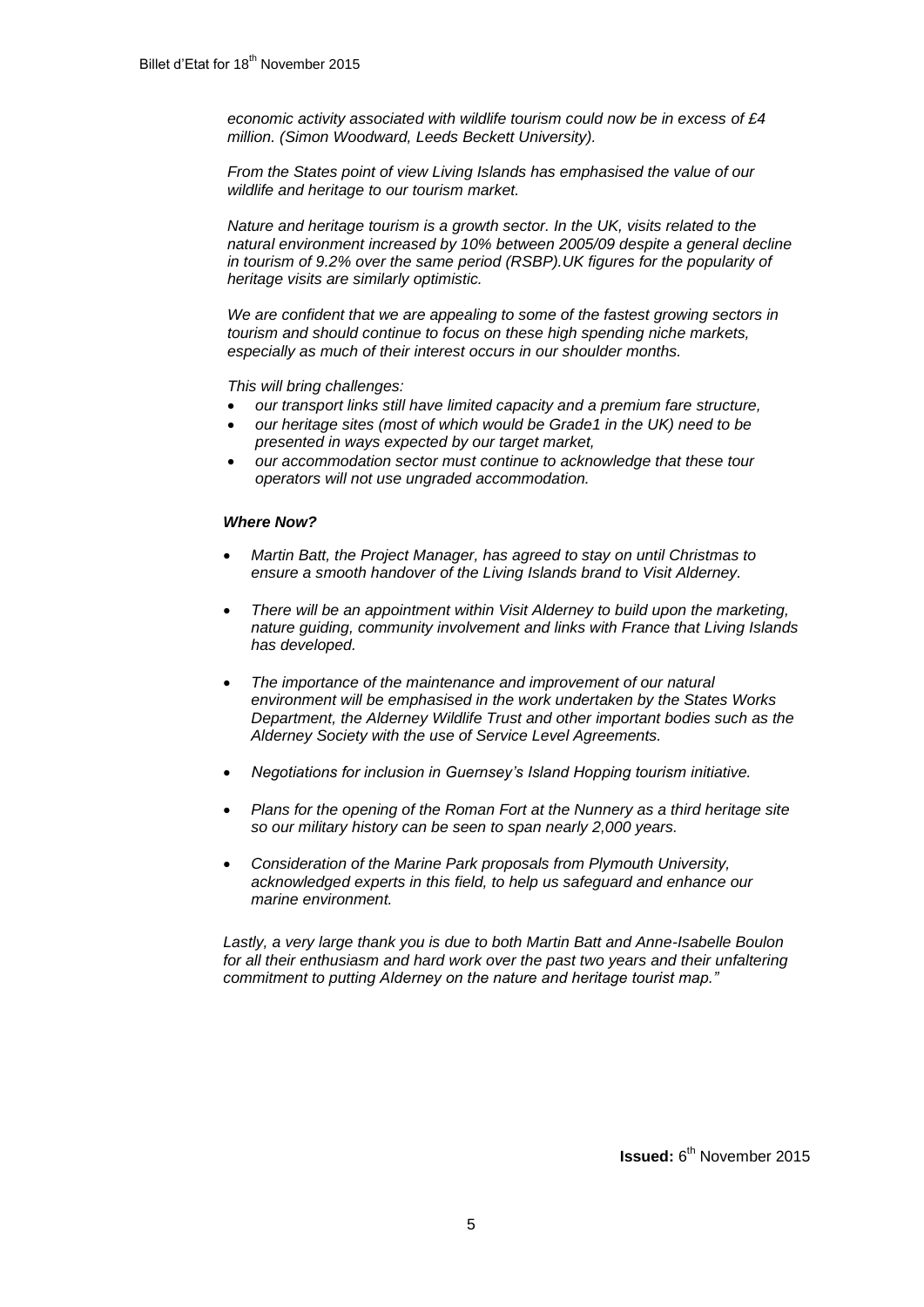*economic activity associated with wildlife tourism could now be in excess of £4 million. (Simon Woodward, Leeds Beckett University).*

*From the States point of view Living Islands has emphasised the value of our wildlife and heritage to our tourism market.*

*Nature and heritage tourism is a growth sector. In the UK, visits related to the natural environment increased by 10% between 2005/09 despite a general decline in tourism of 9.2% over the same period (RSBP).UK figures for the popularity of heritage visits are similarly optimistic.*

*We are confident that we are appealing to some of the fastest growing sectors in tourism and should continue to focus on these high spending niche markets, especially as much of their interest occurs in our shoulder months.*

*This will bring challenges:*

- *our transport links still have limited capacity and a premium fare structure,*
- *our heritage sites (most of which would be Grade1 in the UK) need to be presented in ways expected by our target market,*
- *our accommodation sector must continue to acknowledge that these tour operators will not use ungraded accommodation.*

***Where Now?***

- *Martin Batt, the Project Manager, has agreed to stay on until Christmas to ensure a smooth handover of the Living Islands brand to Visit Alderney.*
- *There will be an appointment within Visit Alderney to build upon the marketing, nature guiding, community involvement and links with France that Living Islands has developed.*
- *The importance of the maintenance and improvement of our natural environment will be emphasised in the work undertaken by the States Works Department, the Alderney Wildlife Trust and other important bodies such as the Alderney Society with the use of Service Level Agreements.*
- *Negotiations for inclusion in Guernsey's Island Hopping tourism initiative.*
- *Plans for the opening of the Roman Fort at the Nunnery as a third heritage site so our military history can be seen to span nearly 2,000 years.*
- *Consideration of the Marine Park proposals from Plymouth University, acknowledged experts in this field, to help us safeguard and enhance our marine environment.*

*Lastly, a very large thank you is due to both Martin Batt and Anne-Isabelle Boulon for all their enthusiasm and hard work over the past two years and their unfaltering commitment to putting Alderney on the nature and heritage tourist map."*

**Issued:** 6th November 2015